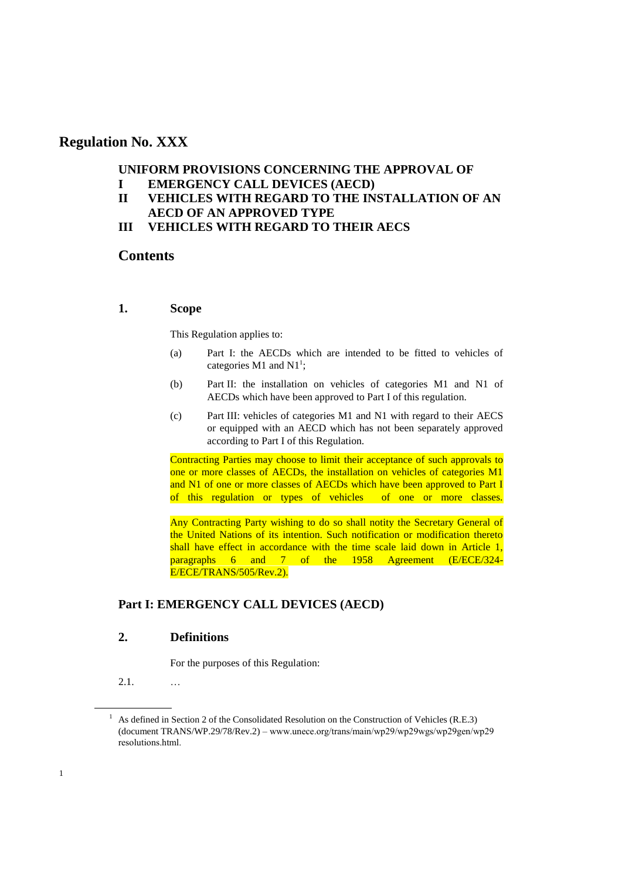# Regulation No. XXX

## UNIFORM PROVISIONS CONCERNING THE APPROVAL OF

**I EMERGENCY CALL DEVICES (AECD)**

**II VEHICLES WITH REGARD TO THE INSTALLATION OF AN AECD OF AN APPROVED TYPE**

**III VEHICLES WITH REGARD TO THEIR AECS**

## Contents

### 1. Scope

This Regulation applies to:

(a) Part I: the AECDs which are intended to be fitted to vehicles of categories M1 and N1[1];

(b) Part II: the installation on vehicles of categories M1 and N1 of AECDs which have been approved to Part I of this regulation.

(c) Part III: vehicles of categories M1 and N1 with regard to their AECS or equipped with an AECD which has not been separately approved according to Part I of this Regulation.

Contracting Parties may choose to limit their acceptance of such approvals to one or more classes of AECDs, the installation on vehicles of categories M1 and N1 of one or more classes of AECDs which have been approved to Part I of this regulation or types of vehicles of one or more classes.

Any Contracting Party wishing to do so shall notity the Secretary General of the United Nations of its intention. Such notification or modification thereto shall have effect in accordance with the time scale laid down in Article 1, paragraphs 6 and 7 of the 1958 Agreement (E/ECE/324-E/ECE/TRANS/505/Rev.2).

## Part I: EMERGENCY CALL DEVICES (AECD)

### 2. Definitions

For the purposes of this Regulation:

2.1. …

[1] As defined in Section 2 of the Consolidated Resolution on the Construction of Vehicles (R.E.3) (document TRANS/WP.29/78/Rev.2) – www.unece.org/trans/main/wp29/wp29wgs/wp29gen/wp29 resolutions.html.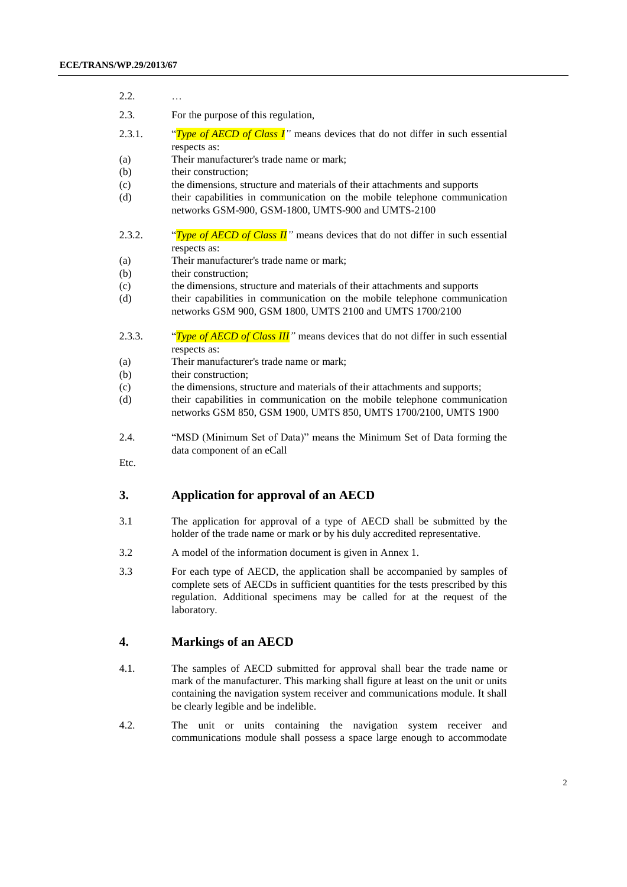2.2. …

2.3. For the purpose of this regulation,

2.3.1. "*Type of AECD of Class I*" means devices that do not differ in such essential respects as:

(a) Their manufacturer's trade name or mark;

(b) their construction;

(c) the dimensions, structure and materials of their attachments and supports

(d) their capabilities in communication on the mobile telephone communication networks GSM-900, GSM-1800, UMTS-900 and UMTS-2100

2.3.2. "*Type of AECD of Class II*" means devices that do not differ in such essential respects as:

(a) Their manufacturer's trade name or mark;

(b) their construction;

(c) the dimensions, structure and materials of their attachments and supports

(d) their capabilities in communication on the mobile telephone communication networks GSM 900, GSM 1800, UMTS 2100 and UMTS 1700/2100

2.3.3. "*Type of AECD of Class III*" means devices that do not differ in such essential respects as:

(a) Their manufacturer's trade name or mark;

(b) their construction;

(c) the dimensions, structure and materials of their attachments and supports;

(d) their capabilities in communication on the mobile telephone communication networks GSM 850, GSM 1900, UMTS 850, UMTS 1700/2100, UMTS 1900

2.4. "MSD (Minimum Set of Data)" means the Minimum Set of Data forming the data component of an eCall

Etc.

## 3. Application for approval of an AECD

3.1 The application for approval of a type of AECD shall be submitted by the holder of the trade name or mark or by his duly accredited representative.

3.2 A model of the information document is given in Annex 1.

3.3 For each type of AECD, the application shall be accompanied by samples of complete sets of AECDs in sufficient quantities for the tests prescribed by this regulation. Additional specimens may be called for at the request of the laboratory.

## 4. Markings of an AECD

4.1. The samples of AECD submitted for approval shall bear the trade name or mark of the manufacturer. This marking shall figure at least on the unit or units containing the navigation system receiver and communications module. It shall be clearly legible and be indelible.

4.2. The unit or units containing the navigation system receiver and communications module shall possess a space large enough to accommodate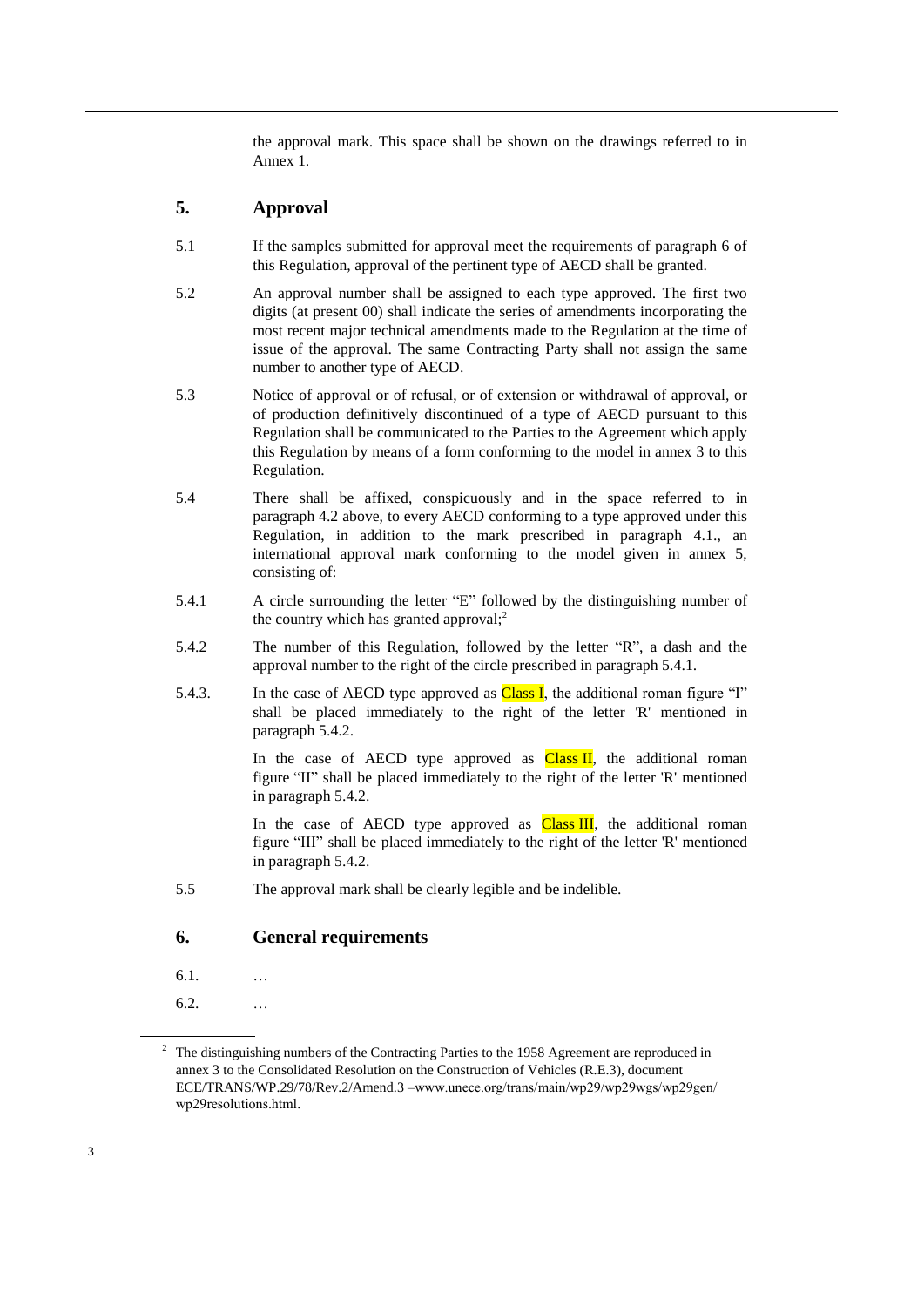the approval mark. This space shall be shown on the drawings referred to in Annex 1.

## 5. Approval

5.1 If the samples submitted for approval meet the requirements of paragraph 6 of this Regulation, approval of the pertinent type of AECD shall be granted.

5.2 An approval number shall be assigned to each type approved. The first two digits (at present 00) shall indicate the series of amendments incorporating the most recent major technical amendments made to the Regulation at the time of issue of the approval. The same Contracting Party shall not assign the same number to another type of AECD.

5.3 Notice of approval or of refusal, or of extension or withdrawal of approval, or of production definitively discontinued of a type of AECD pursuant to this Regulation shall be communicated to the Parties to the Agreement which apply this Regulation by means of a form conforming to the model in annex 3 to this Regulation.

5.4 There shall be affixed, conspicuously and in the space referred to in paragraph 4.2 above, to every AECD conforming to a type approved under this Regulation, in addition to the mark prescribed in paragraph 4.1., an international approval mark conforming to the model given in annex 5, consisting of:

5.4.1 A circle surrounding the letter "E" followed by the distinguishing number of the country which has granted approval;[2]

5.4.2 The number of this Regulation, followed by the letter "R", a dash and the approval number to the right of the circle prescribed in paragraph 5.4.1.

5.4.3. In the case of AECD type approved as Class I, the additional roman figure "I" shall be placed immediately to the right of the letter 'R' mentioned in paragraph 5.4.2.

In the case of AECD type approved as Class II, the additional roman figure "II" shall be placed immediately to the right of the letter 'R' mentioned in paragraph 5.4.2.

In the case of AECD type approved as Class III, the additional roman figure "III" shall be placed immediately to the right of the letter 'R' mentioned in paragraph 5.4.2.

5.5 The approval mark shall be clearly legible and be indelible.

## 6. General requirements

6.1. …

6.2. …

[2] The distinguishing numbers of the Contracting Parties to the 1958 Agreement are reproduced in annex 3 to the Consolidated Resolution on the Construction of Vehicles (R.E.3), document ECE/TRANS/WP.29/78/Rev.2/Amend.3 –www.unece.org/trans/main/wp29/wp29wgs/wp29gen/wp29resolutions.html.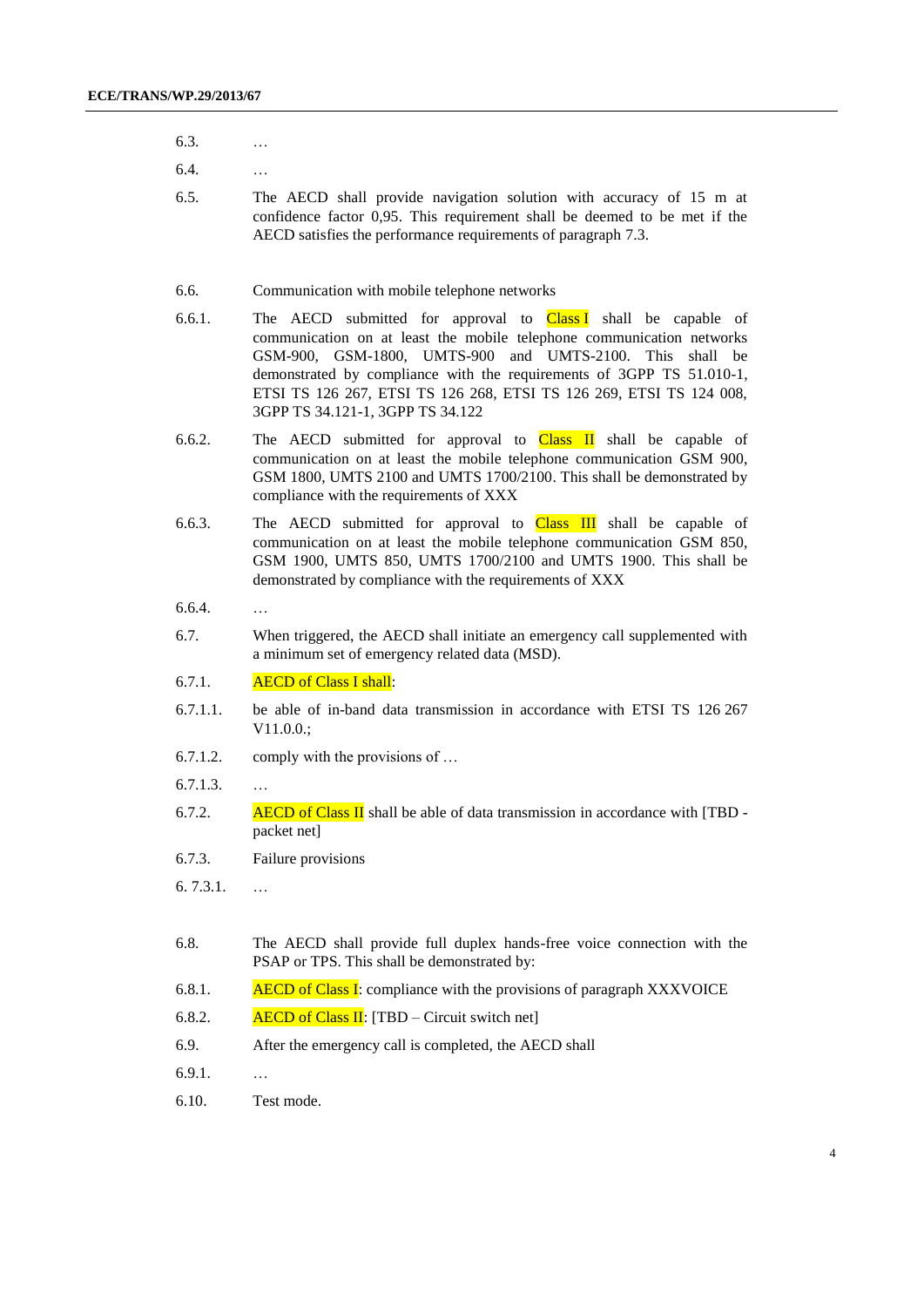6.3. …

6.4. …

6.5. The AECD shall provide navigation solution with accuracy of 15 m at confidence factor 0,95. This requirement shall be deemed to be met if the AECD satisfies the performance requirements of paragraph 7.3.

6.6. Communication with mobile telephone networks

6.6.1. The AECD submitted for approval to Class I shall be capable of communication on at least the mobile telephone communication networks GSM-900, GSM-1800, UMTS-900 and UMTS-2100. This shall be demonstrated by compliance with the requirements of 3GPP TS 51.010-1, ETSI TS 126 267, ETSI TS 126 268, ETSI TS 126 269, ETSI TS 124 008, 3GPP TS 34.121-1, 3GPP TS 34.122

6.6.2. The AECD submitted for approval to Class II shall be capable of communication on at least the mobile telephone communication GSM 900, GSM 1800, UMTS 2100 and UMTS 1700/2100. This shall be demonstrated by compliance with the requirements of XXX

6.6.3. The AECD submitted for approval to Class III shall be capable of communication on at least the mobile telephone communication GSM 850, GSM 1900, UMTS 850, UMTS 1700/2100 and UMTS 1900. This shall be demonstrated by compliance with the requirements of XXX

6.6.4. …

6.7. When triggered, the AECD shall initiate an emergency call supplemented with a minimum set of emergency related data (MSD).

6.7.1. AECD of Class I shall:

6.7.1.1. be able of in-band data transmission in accordance with ETSI TS 126 267 V11.0.0.;

6.7.1.2. comply with the provisions of …

6.7.1.3. …

6.7.2. AECD of Class II shall be able of data transmission in accordance with [TBD - packet net]

6.7.3. Failure provisions

6. 7.3.1. …

6.8. The AECD shall provide full duplex hands-free voice connection with the PSAP or TPS. This shall be demonstrated by:

6.8.1. AECD of Class I: compliance with the provisions of paragraph XXXVOICE

6.8.2. AECD of Class II: [TBD – Circuit switch net]

6.9. After the emergency call is completed, the AECD shall

6.9.1. …

6.10. Test mode.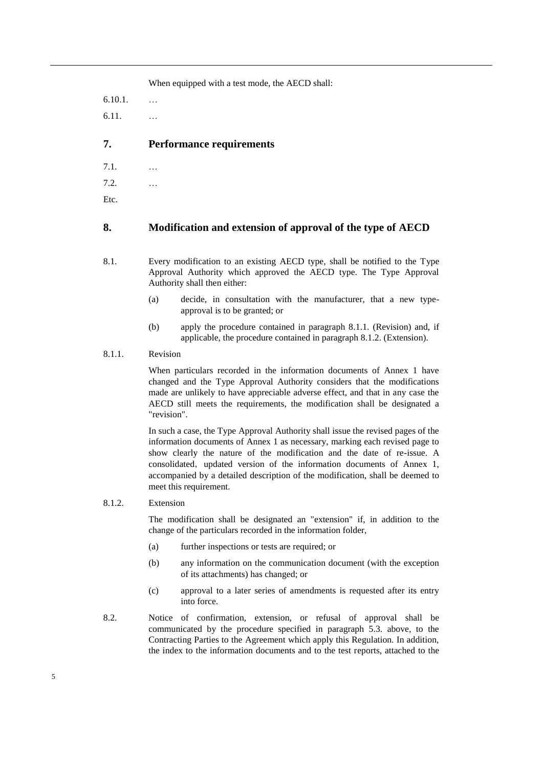When equipped with a test mode, the AECD shall:

6.10.1. …

6.11. …

## 7. Performance requirements

7.1. …

7.2. …

Etc.

## 8. Modification and extension of approval of the type of AECD

8.1. Every modification to an existing AECD type, shall be notified to the Type Approval Authority which approved the AECD type. The Type Approval Authority shall then either:

(a) decide, in consultation with the manufacturer, that a new type-approval is to be granted; or

(b) apply the procedure contained in paragraph 8.1.1. (Revision) and, if applicable, the procedure contained in paragraph 8.1.2. (Extension).

8.1.1. Revision

When particulars recorded in the information documents of Annex 1 have changed and the Type Approval Authority considers that the modifications made are unlikely to have appreciable adverse effect, and that in any case the AECD still meets the requirements, the modification shall be designated a "revision".

In such a case, the Type Approval Authority shall issue the revised pages of the information documents of Annex 1 as necessary, marking each revised page to show clearly the nature of the modification and the date of re-issue. A consolidated, updated version of the information documents of Annex 1, accompanied by a detailed description of the modification, shall be deemed to meet this requirement.

8.1.2. Extension

The modification shall be designated an "extension" if, in addition to the change of the particulars recorded in the information folder,

(a) further inspections or tests are required; or

(b) any information on the communication document (with the exception of its attachments) has changed; or

(c) approval to a later series of amendments is requested after its entry into force.

8.2. Notice of confirmation, extension, or refusal of approval shall be communicated by the procedure specified in paragraph 5.3. above, to the Contracting Parties to the Agreement which apply this Regulation. In addition, the index to the information documents and to the test reports, attached to the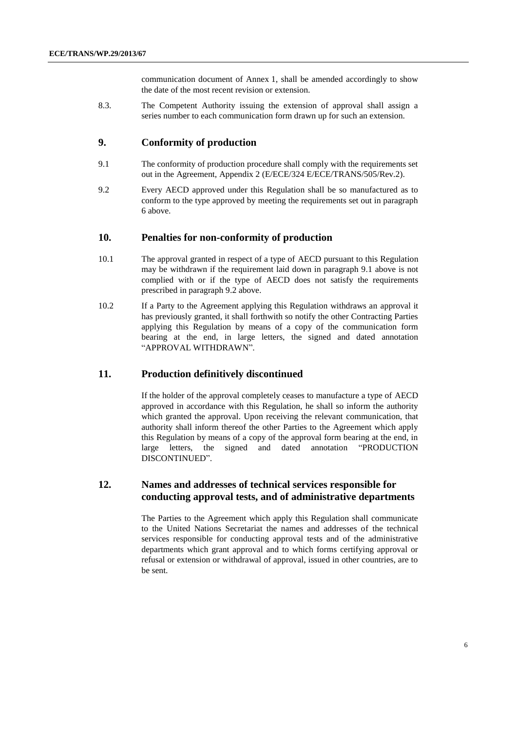communication document of Annex 1, shall be amended accordingly to show the date of the most recent revision or extension.

8.3. The Competent Authority issuing the extension of approval shall assign a series number to each communication form drawn up for such an extension.

## 9. Conformity of production

9.1 The conformity of production procedure shall comply with the requirements set out in the Agreement, Appendix 2 (E/ECE/324 E/ECE/TRANS/505/Rev.2).

9.2 Every AECD approved under this Regulation shall be so manufactured as to conform to the type approved by meeting the requirements set out in paragraph 6 above.

## 10. Penalties for non-conformity of production

10.1 The approval granted in respect of a type of AECD pursuant to this Regulation may be withdrawn if the requirement laid down in paragraph 9.1 above is not complied with or if the type of AECD does not satisfy the requirements prescribed in paragraph 9.2 above.

10.2 If a Party to the Agreement applying this Regulation withdraws an approval it has previously granted, it shall forthwith so notify the other Contracting Parties applying this Regulation by means of a copy of the communication form bearing at the end, in large letters, the signed and dated annotation "APPROVAL WITHDRAWN".

## 11. Production definitively discontinued

If the holder of the approval completely ceases to manufacture a type of AECD approved in accordance with this Regulation, he shall so inform the authority which granted the approval. Upon receiving the relevant communication, that authority shall inform thereof the other Parties to the Agreement which apply this Regulation by means of a copy of the approval form bearing at the end, in large letters, the signed and dated annotation "PRODUCTION DISCONTINUED".

## 12. Names and addresses of technical services responsible for conducting approval tests, and of administrative departments

The Parties to the Agreement which apply this Regulation shall communicate to the United Nations Secretariat the names and addresses of the technical services responsible for conducting approval tests and of the administrative departments which grant approval and to which forms certifying approval or refusal or extension or withdrawal of approval, issued in other countries, are to be sent.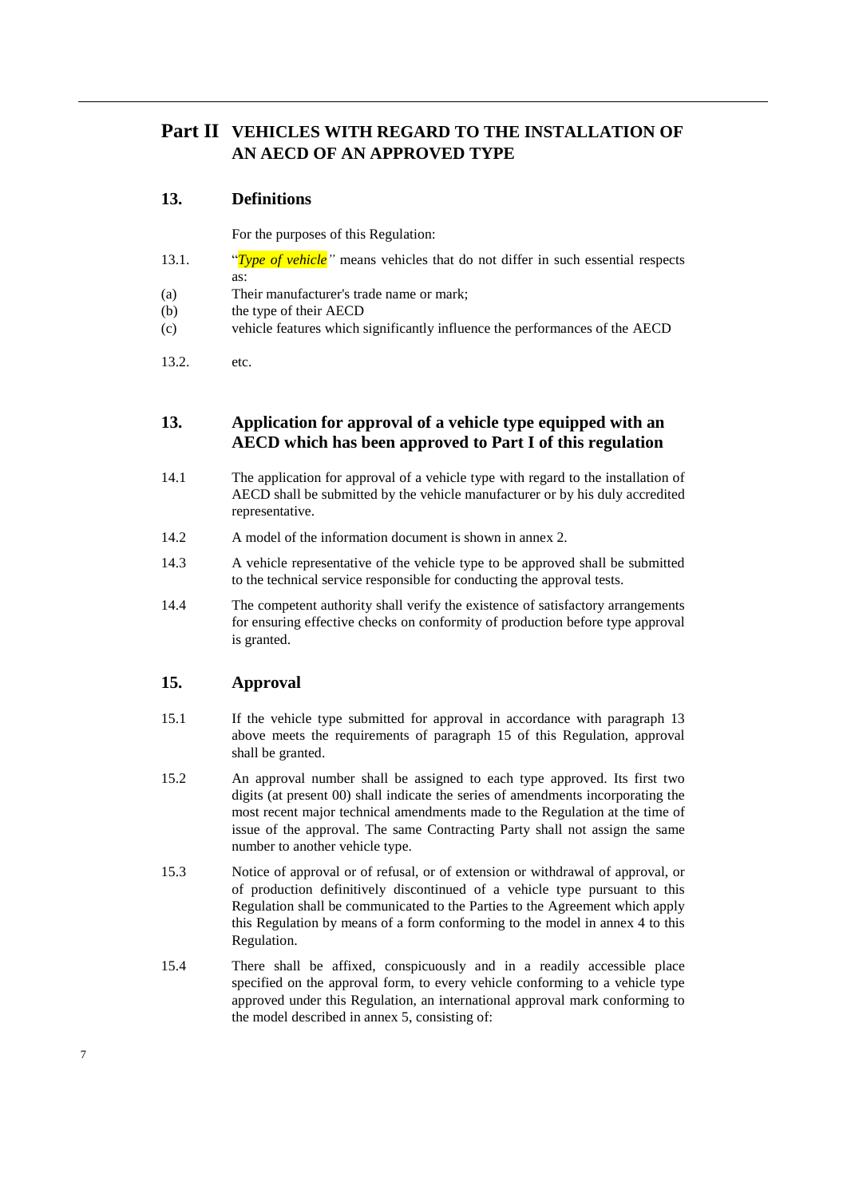# Part II VEHICLES WITH REGARD TO THE INSTALLATION OF AN AECD OF AN APPROVED TYPE

## 13. Definitions

For the purposes of this Regulation:

13.1. "*Type of vehicle*" means vehicles that do not differ in such essential respects as:

(a) Their manufacturer's trade name or mark;

(b) the type of their AECD

(c) vehicle features which significantly influence the performances of the AECD

13.2. etc.

## 13. Application for approval of a vehicle type equipped with an AECD which has been approved to Part I of this regulation

14.1 The application for approval of a vehicle type with regard to the installation of AECD shall be submitted by the vehicle manufacturer or by his duly accredited representative.

14.2 A model of the information document is shown in annex 2.

14.3 A vehicle representative of the vehicle type to be approved shall be submitted to the technical service responsible for conducting the approval tests.

14.4 The competent authority shall verify the existence of satisfactory arrangements for ensuring effective checks on conformity of production before type approval is granted.

## 15. Approval

15.1 If the vehicle type submitted for approval in accordance with paragraph 13 above meets the requirements of paragraph 15 of this Regulation, approval shall be granted.

15.2 An approval number shall be assigned to each type approved. Its first two digits (at present 00) shall indicate the series of amendments incorporating the most recent major technical amendments made to the Regulation at the time of issue of the approval. The same Contracting Party shall not assign the same number to another vehicle type.

15.3 Notice of approval or of refusal, or of extension or withdrawal of approval, or of production definitively discontinued of a vehicle type pursuant to this Regulation shall be communicated to the Parties to the Agreement which apply this Regulation by means of a form conforming to the model in annex 4 to this Regulation.

15.4 There shall be affixed, conspicuously and in a readily accessible place specified on the approval form, to every vehicle conforming to a vehicle type approved under this Regulation, an international approval mark conforming to the model described in annex 5, consisting of: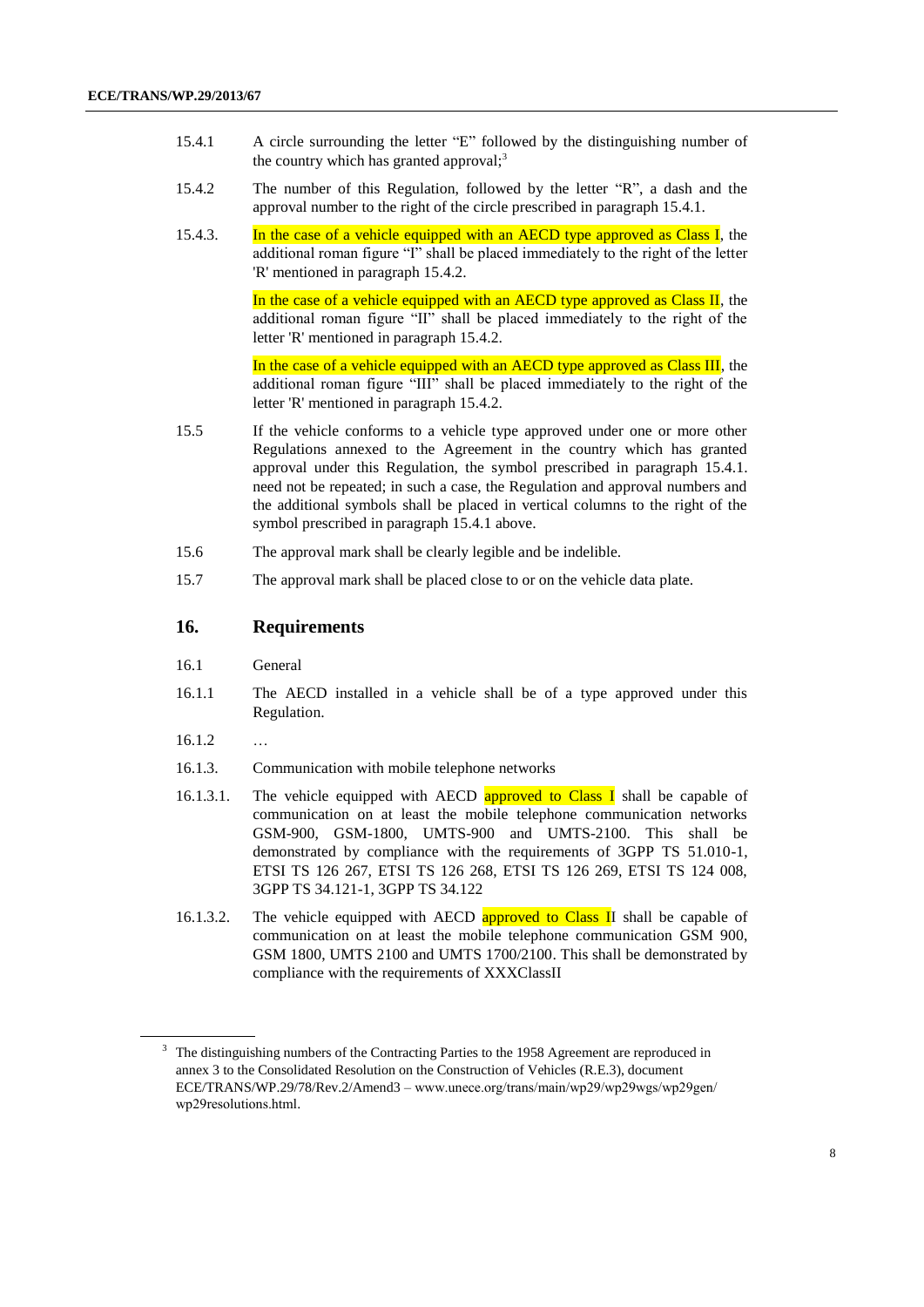15.4.1 A circle surrounding the letter "E" followed by the distinguishing number of the country which has granted approval;[3]

15.4.2 The number of this Regulation, followed by the letter "R", a dash and the approval number to the right of the circle prescribed in paragraph 15.4.1.

15.4.3. In the case of a vehicle equipped with an AECD type approved as Class I, the additional roman figure "I" shall be placed immediately to the right of the letter 'R' mentioned in paragraph 15.4.2.

In the case of a vehicle equipped with an AECD type approved as Class II, the additional roman figure "II" shall be placed immediately to the right of the letter 'R' mentioned in paragraph 15.4.2.

In the case of a vehicle equipped with an AECD type approved as Class III, the additional roman figure "III" shall be placed immediately to the right of the letter 'R' mentioned in paragraph 15.4.2.

15.5 If the vehicle conforms to a vehicle type approved under one or more other Regulations annexed to the Agreement in the country which has granted approval under this Regulation, the symbol prescribed in paragraph 15.4.1. need not be repeated; in such a case, the Regulation and approval numbers and the additional symbols shall be placed in vertical columns to the right of the symbol prescribed in paragraph 15.4.1 above.

15.6 The approval mark shall be clearly legible and be indelible.

15.7 The approval mark shall be placed close to or on the vehicle data plate.

## 16. Requirements

16.1 General

16.1.1 The AECD installed in a vehicle shall be of a type approved under this Regulation.

16.1.2 …

16.1.3. Communication with mobile telephone networks

16.1.3.1. The vehicle equipped with AECD approved to Class I shall be capable of communication on at least the mobile telephone communication networks GSM-900, GSM-1800, UMTS-900 and UMTS-2100. This shall be demonstrated by compliance with the requirements of 3GPP TS 51.010-1, ETSI TS 126 267, ETSI TS 126 268, ETSI TS 126 269, ETSI TS 124 008, 3GPP TS 34.121-1, 3GPP TS 34.122

16.1.3.2. The vehicle equipped with AECD approved to Class II shall be capable of communication on at least the mobile telephone communication GSM 900, GSM 1800, UMTS 2100 and UMTS 1700/2100. This shall be demonstrated by compliance with the requirements of XXXClassII

---

[3] The distinguishing numbers of the Contracting Parties to the 1958 Agreement are reproduced in annex 3 to the Consolidated Resolution on the Construction of Vehicles (R.E.3), document ECE/TRANS/WP.29/78/Rev.2/Amend3 – www.unece.org/trans/main/wp29/wp29wgs/wp29gen/wp29resolutions.html.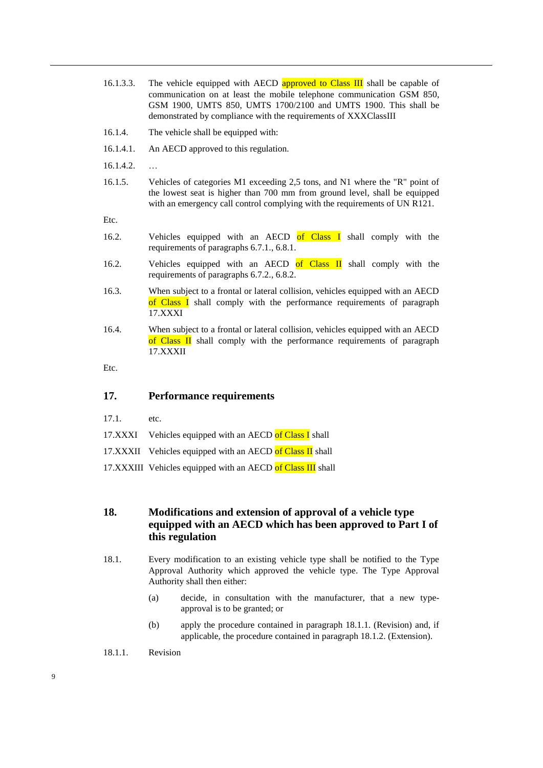16.1.3.3. The vehicle equipped with AECD approved to Class III shall be capable of communication on at least the mobile telephone communication GSM 850, GSM 1900, UMTS 1700/2100 and UMTS 1900. This shall be demonstrated by compliance with the requirements of XXXClassIII

16.1.4. The vehicle shall be equipped with:

16.1.4.1. An AECD approved to this regulation.

16.1.4.2. …

16.1.5. Vehicles of categories M1 exceeding 2,5 tons, and N1 where the "R" point of the lowest seat is higher than 700 mm from ground level, shall be equipped with an emergency call control complying with the requirements of UN R121.

Etc.

16.2. Vehicles equipped with an AECD of Class I shall comply with the requirements of paragraphs 6.7.1., 6.8.1.

16.2. Vehicles equipped with an AECD of Class II shall comply with the requirements of paragraphs 6.7.2., 6.8.2.

16.3. When subject to a frontal or lateral collision, vehicles equipped with an AECD of Class I shall comply with the performance requirements of paragraph 17.XXXI

16.4. When subject to a frontal or lateral collision, vehicles equipped with an AECD of Class II shall comply with the performance requirements of paragraph 17.XXXII

Etc.

## 17. Performance requirements

17.1. etc.

17.XXXI Vehicles equipped with an AECD of Class I shall

17.XXXII Vehicles equipped with an AECD of Class II shall

17.XXXIII Vehicles equipped with an AECD of Class III shall

## 18. Modifications and extension of approval of a vehicle type equipped with an AECD which has been approved to Part I of this regulation

18.1. Every modification to an existing vehicle type shall be notified to the Type Approval Authority which approved the vehicle type. The Type Approval Authority shall then either:

(a) decide, in consultation with the manufacturer, that a new type-approval is to be granted; or

(b) apply the procedure contained in paragraph 18.1.1. (Revision) and, if applicable, the procedure contained in paragraph 18.1.2. (Extension).

18.1.1. Revision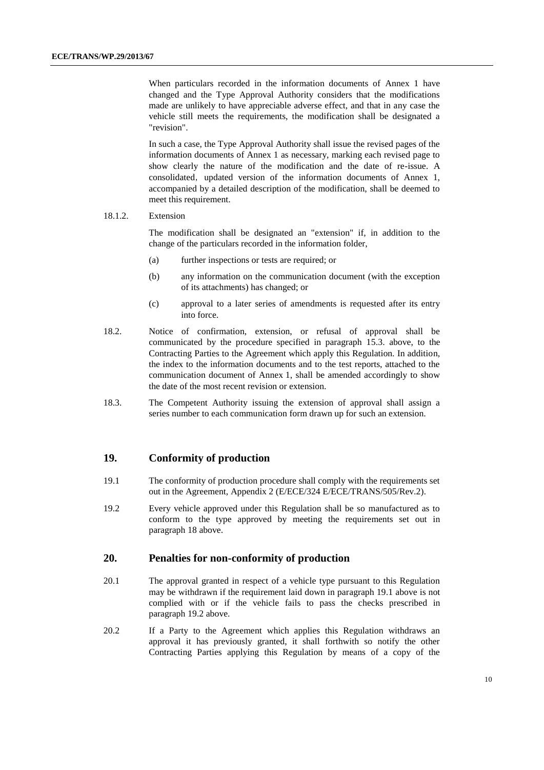When particulars recorded in the information documents of Annex 1 have changed and the Type Approval Authority considers that the modifications made are unlikely to have appreciable adverse effect, and that in any case the vehicle still meets the requirements, the modification shall be designated a "revision".

In such a case, the Type Approval Authority shall issue the revised pages of the information documents of Annex 1 as necessary, marking each revised page to show clearly the nature of the modification and the date of re-issue. A consolidated, updated version of the information documents of Annex 1, accompanied by a detailed description of the modification, shall be deemed to meet this requirement.

18.1.2. Extension

The modification shall be designated an "extension" if, in addition to the change of the particulars recorded in the information folder,

(a) further inspections or tests are required; or

(b) any information on the communication document (with the exception of its attachments) has changed; or

(c) approval to a later series of amendments is requested after its entry into force.

18.2. Notice of confirmation, extension, or refusal of approval shall be communicated by the procedure specified in paragraph 15.3. above, to the Contracting Parties to the Agreement which apply this Regulation. In addition, the index to the information documents and to the test reports, attached to the communication document of Annex 1, shall be amended accordingly to show the date of the most recent revision or extension.

18.3. The Competent Authority issuing the extension of approval shall assign a series number to each communication form drawn up for such an extension.

## 19. Conformity of production

19.1 The conformity of production procedure shall comply with the requirements set out in the Agreement, Appendix 2 (E/ECE/324 E/ECE/TRANS/505/Rev.2).

19.2 Every vehicle approved under this Regulation shall be so manufactured as to conform to the type approved by meeting the requirements set out in paragraph 18 above.

## 20. Penalties for non-conformity of production

20.1 The approval granted in respect of a vehicle type pursuant to this Regulation may be withdrawn if the requirement laid down in paragraph 19.1 above is not complied with or if the vehicle fails to pass the checks prescribed in paragraph 19.2 above.

20.2 If a Party to the Agreement which applies this Regulation withdraws an approval it has previously granted, it shall forthwith so notify the other Contracting Parties applying this Regulation by means of a copy of the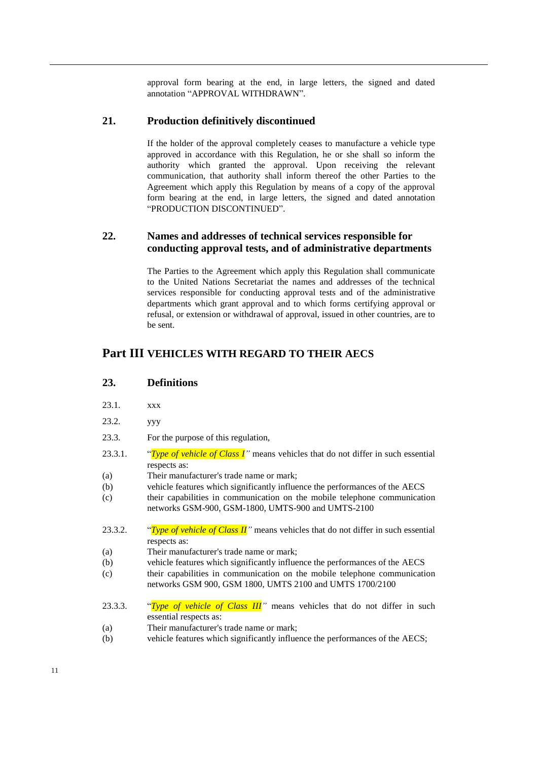approval form bearing at the end, in large letters, the signed and dated annotation "APPROVAL WITHDRAWN".

## 21. Production definitively discontinued

If the holder of the approval completely ceases to manufacture a vehicle type approved in accordance with this Regulation, he or she shall so inform the authority which granted the approval. Upon receiving the relevant communication, that authority shall inform thereof the other Parties to the Agreement which apply this Regulation by means of a copy of the approval form bearing at the end, in large letters, the signed and dated annotation "PRODUCTION DISCONTINUED".

## 22. Names and addresses of technical services responsible for conducting approval tests, and of administrative departments

The Parties to the Agreement which apply this Regulation shall communicate to the United Nations Secretariat the names and addresses of the technical services responsible for conducting approval tests and of the administrative departments which grant approval and to which forms certifying approval or refusal, or extension or withdrawal of approval, issued in other countries, are to be sent.

# Part III VEHICLES WITH REGARD TO THEIR AECS

## 23. Definitions

23.1. xxx

23.2. yyy

23.3. For the purpose of this regulation,

23.3.1. "*Type of vehicle of Class I*" means vehicles that do not differ in such essential respects as:

(a) Their manufacturer's trade name or mark;

(b) vehicle features which significantly influence the performances of the AECS

(c) their capabilities in communication on the mobile telephone communication networks GSM-900, GSM-1800, UMTS-900 and UMTS-2100

23.3.2. "*Type of vehicle of Class II*" means vehicles that do not differ in such essential respects as:

(a) Their manufacturer's trade name or mark;

(b) vehicle features which significantly influence the performances of the AECS

(c) their capabilities in communication on the mobile telephone communication networks GSM 900, GSM 1800, UMTS 2100 and UMTS 1700/2100

23.3.3. "*Type of vehicle of Class III*" means vehicles that do not differ in such essential respects as:

(a) Their manufacturer's trade name or mark;

(b) vehicle features which significantly influence the performances of the AECS;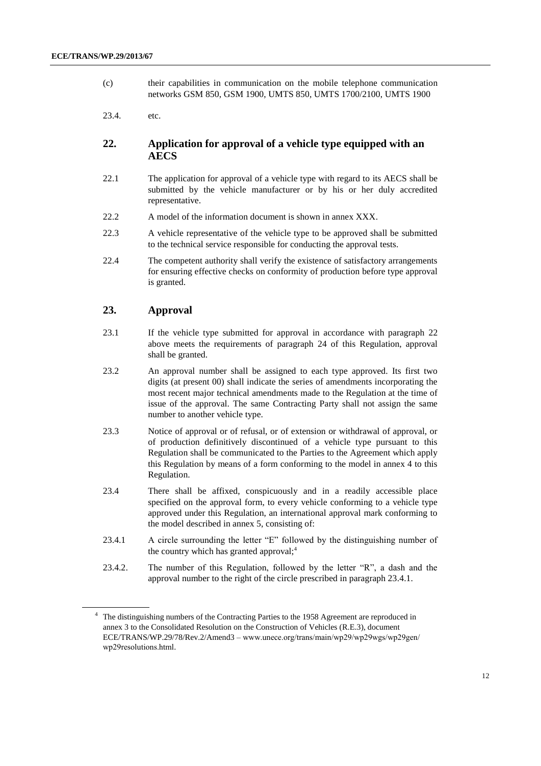(c) their capabilities in communication on the mobile telephone communication networks GSM 850, GSM 1900, UMTS 850, UMTS 1700/2100, UMTS 1900

23.4. etc.

## 22. Application for approval of a vehicle type equipped with an AECS

22.1 The application for approval of a vehicle type with regard to its AECS shall be submitted by the vehicle manufacturer or by his or her duly accredited representative.

22.2 A model of the information document is shown in annex XXX.

22.3 A vehicle representative of the vehicle type to be approved shall be submitted to the technical service responsible for conducting the approval tests.

22.4 The competent authority shall verify the existence of satisfactory arrangements for ensuring effective checks on conformity of production before type approval is granted.

## 23. Approval

23.1 If the vehicle type submitted for approval in accordance with paragraph 22 above meets the requirements of paragraph 24 of this Regulation, approval shall be granted.

23.2 An approval number shall be assigned to each type approved. Its first two digits (at present 00) shall indicate the series of amendments incorporating the most recent major technical amendments made to the Regulation at the time of issue of the approval. The same Contracting Party shall not assign the same number to another vehicle type.

23.3 Notice of approval or of refusal, or of extension or withdrawal of approval, or of production definitively discontinued of a vehicle type pursuant to this Regulation shall be communicated to the Parties to the Agreement which apply this Regulation by means of a form conforming to the model in annex 4 to this Regulation.

23.4 There shall be affixed, conspicuously and in a readily accessible place specified on the approval form, to every vehicle conforming to a vehicle type approved under this Regulation, an international approval mark conforming to the model described in annex 5, consisting of:

23.4.1 A circle surrounding the letter "E" followed by the distinguishing number of the country which has granted approval;[4]

23.4.2. The number of this Regulation, followed by the letter "R", a dash and the approval number to the right of the circle prescribed in paragraph 23.4.1.

---

[4] The distinguishing numbers of the Contracting Parties to the 1958 Agreement are reproduced in annex 3 to the Consolidated Resolution on the Construction of Vehicles (R.E.3), document ECE/TRANS/WP.29/78/Rev.2/Amend3 – www.unece.org/trans/main/wp29/wp29wgs/wp29gen/wp29resolutions.html.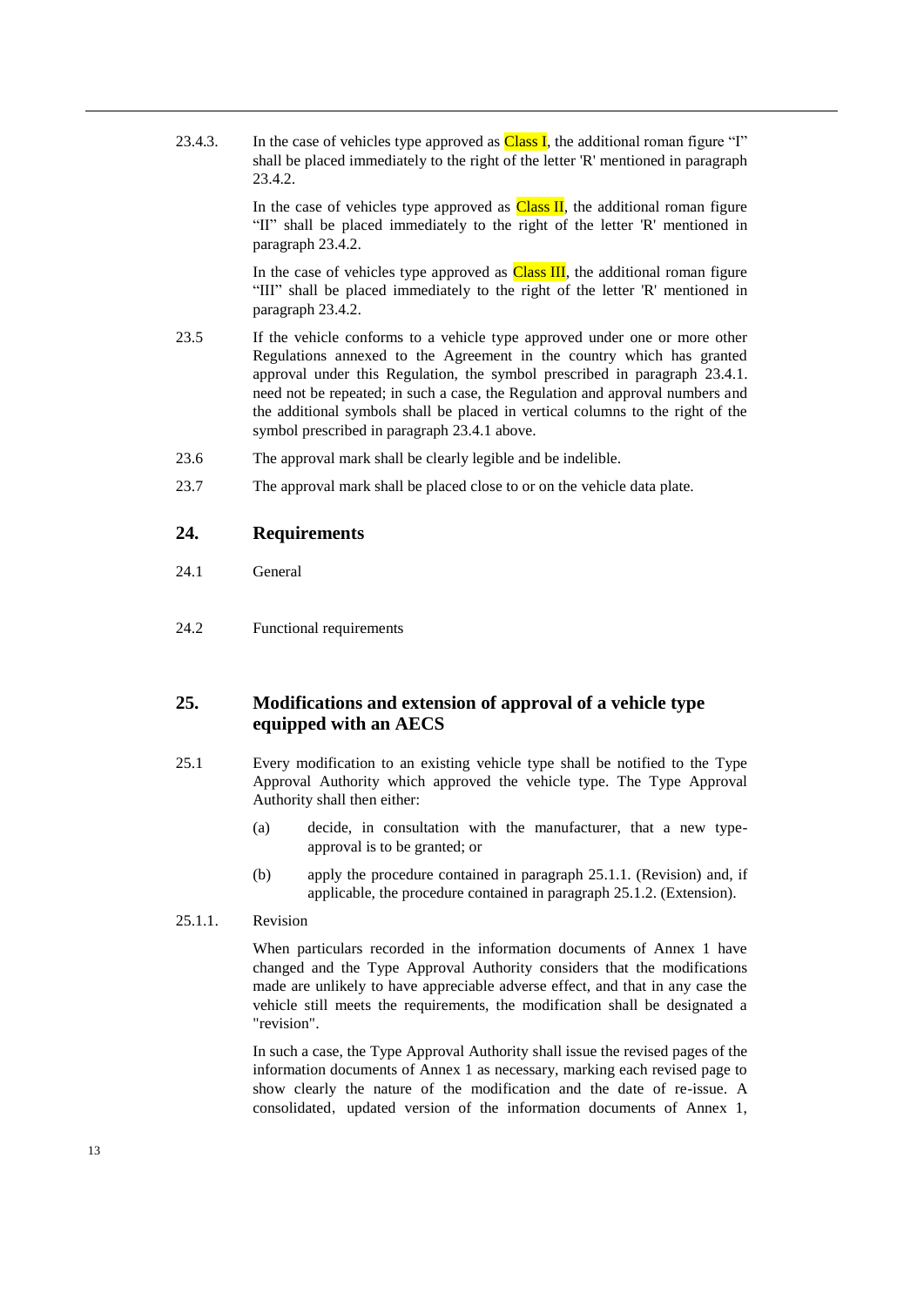23.4.3. In the case of vehicles type approved as Class I, the additional roman figure "I" shall be placed immediately to the right of the letter 'R' mentioned in paragraph 23.4.2.

In the case of vehicles type approved as Class II, the additional roman figure "II" shall be placed immediately to the right of the letter 'R' mentioned in paragraph 23.4.2.

In the case of vehicles type approved as Class III, the additional roman figure "III" shall be placed immediately to the right of the letter 'R' mentioned in paragraph 23.4.2.

23.5 If the vehicle conforms to a vehicle type approved under one or more other Regulations annexed to the Agreement in the country which has granted approval under this Regulation, the symbol prescribed in paragraph 23.4.1. need not be repeated; in such a case, the Regulation and approval numbers and the additional symbols shall be placed in vertical columns to the right of the symbol prescribed in paragraph 23.4.1 above.

23.6 The approval mark shall be clearly legible and be indelible.

23.7 The approval mark shall be placed close to or on the vehicle data plate.

## 24. Requirements

24.1 General

24.2 Functional requirements

## 25. Modifications and extension of approval of a vehicle type equipped with an AECS

25.1 Every modification to an existing vehicle type shall be notified to the Type Approval Authority which approved the vehicle type. The Type Approval Authority shall then either:

(a) decide, in consultation with the manufacturer, that a new type-approval is to be granted; or

(b) apply the procedure contained in paragraph 25.1.1. (Revision) and, if applicable, the procedure contained in paragraph 25.1.2. (Extension).

25.1.1. Revision

When particulars recorded in the information documents of Annex 1 have changed and the Type Approval Authority considers that the modifications made are unlikely to have appreciable adverse effect, and that in any case the vehicle still meets the requirements, the modification shall be designated a "revision".

In such a case, the Type Approval Authority shall issue the revised pages of the information documents of Annex 1 as necessary, marking each revised page to show clearly the nature of the modification and the date of re-issue. A consolidated, updated version of the information documents of Annex 1,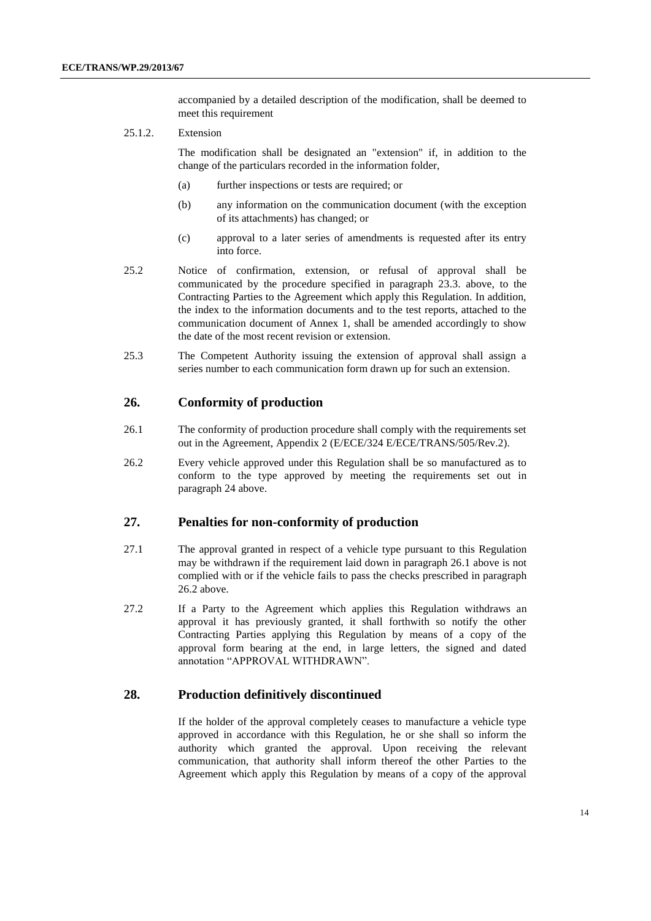accompanied by a detailed description of the modification, shall be deemed to meet this requirement

25.1.2. Extension

The modification shall be designated an "extension" if, in addition to the change of the particulars recorded in the information folder,

(a) further inspections or tests are required; or

(b) any information on the communication document (with the exception of its attachments) has changed; or

(c) approval to a later series of amendments is requested after its entry into force.

25.2 Notice of confirmation, extension, or refusal of approval shall be communicated by the procedure specified in paragraph 23.3. above, to the Contracting Parties to the Agreement which apply this Regulation. In addition, the index to the information documents and to the test reports, attached to the communication document of Annex 1, shall be amended accordingly to show the date of the most recent revision or extension.

25.3 The Competent Authority issuing the extension of approval shall assign a series number to each communication form drawn up for such an extension.

## 26. Conformity of production

26.1 The conformity of production procedure shall comply with the requirements set out in the Agreement, Appendix 2 (E/ECE/324 E/ECE/TRANS/505/Rev.2).

26.2 Every vehicle approved under this Regulation shall be so manufactured as to conform to the type approved by meeting the requirements set out in paragraph 24 above.

## 27. Penalties for non-conformity of production

27.1 The approval granted in respect of a vehicle type pursuant to this Regulation may be withdrawn if the requirement laid down in paragraph 26.1 above is not complied with or if the vehicle fails to pass the checks prescribed in paragraph 26.2 above.

27.2 If a Party to the Agreement which applies this Regulation withdraws an approval it has previously granted, it shall forthwith so notify the other Contracting Parties applying this Regulation by means of a copy of the approval form bearing at the end, in large letters, the signed and dated annotation "APPROVAL WITHDRAWN".

## 28. Production definitively discontinued

If the holder of the approval completely ceases to manufacture a vehicle type approved in accordance with this Regulation, he or she shall so inform the authority which granted the approval. Upon receiving the relevant communication, that authority shall inform thereof the other Parties to the Agreement which apply this Regulation by means of a copy of the approval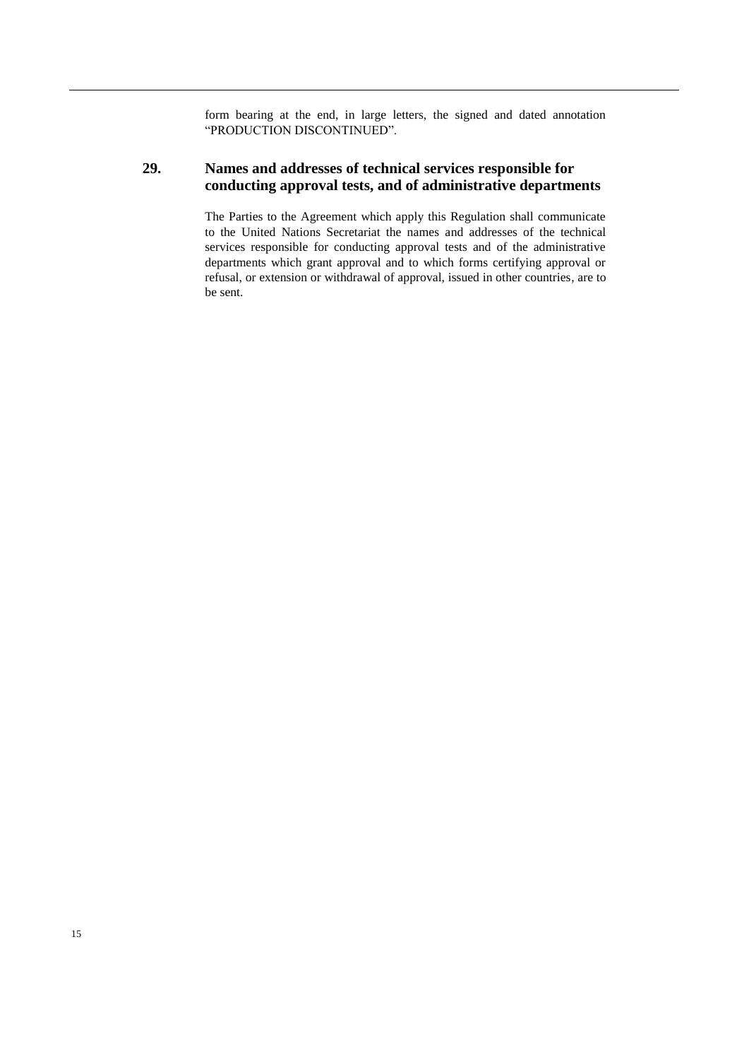form bearing at the end, in large letters, the signed and dated annotation "PRODUCTION DISCONTINUED".

## 29. Names and addresses of technical services responsible for conducting approval tests, and of administrative departments

The Parties to the Agreement which apply this Regulation shall communicate to the United Nations Secretariat the names and addresses of the technical services responsible for conducting approval tests and of the administrative departments which grant approval and to which forms certifying approval or refusal, or extension or withdrawal of approval, issued in other countries, are to be sent.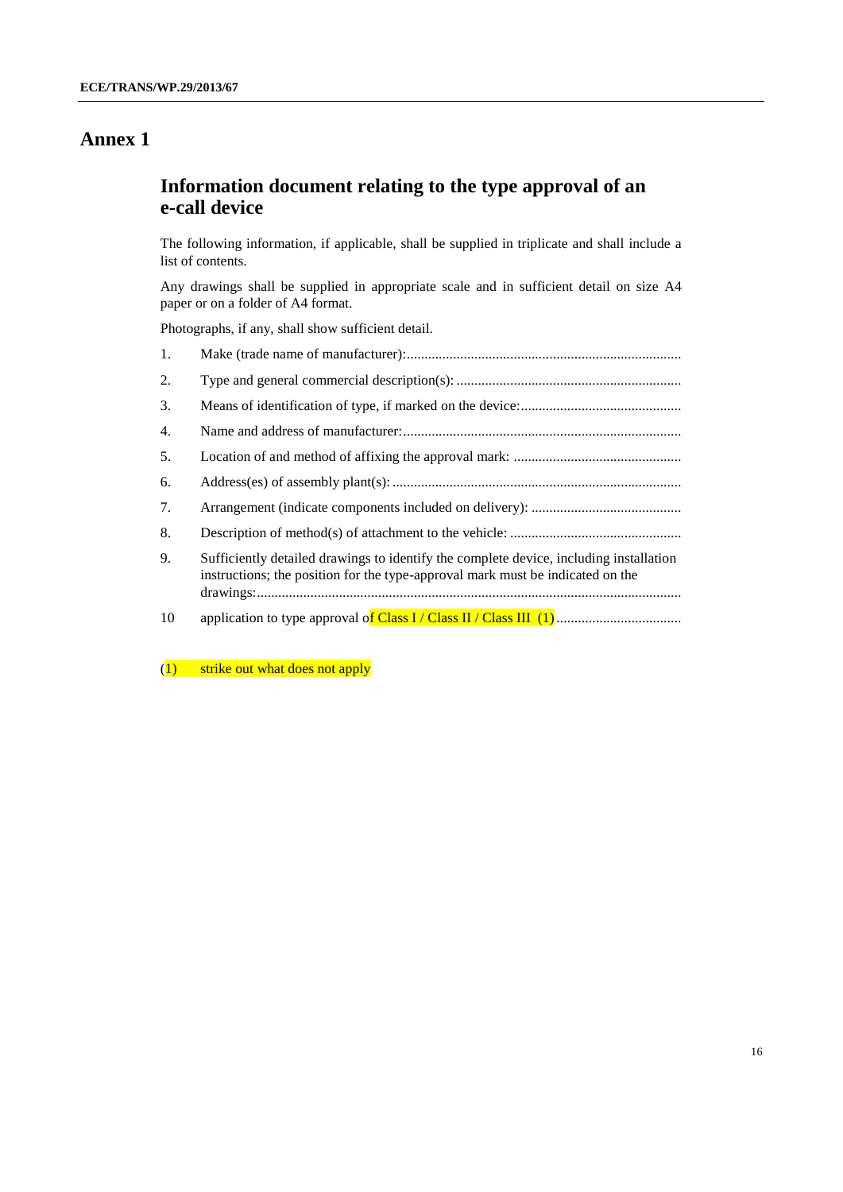# Annex 1

## Information document relating to the type approval of an e-call device

The following information, if applicable, shall be supplied in triplicate and shall include a list of contents.

Any drawings shall be supplied in appropriate scale and in sufficient detail on size A4 paper or on a folder of A4 format.

Photographs, if any, shall show sufficient detail.

1. Make (trade name of manufacturer):............................................................................

2. Type and general commercial description(s): ..............................................................

3. Means of identification of type, if marked on the device:.............................................

4. Name and address of manufacturer:.............................................................................

5. Location of and method of affixing the approval mark: ...............................................

6. Address(es) of assembly plant(s): ................................................................................

7. Arrangement (indicate components included on delivery): ..........................................

8. Description of method(s) of attachment to the vehicle: ................................................

9. Sufficiently detailed drawings to identify the complete device, including installation instructions; the position for the type-approval mark must be indicated on the drawings:......................................................................................................................

10 application to type approval of Class I / Class II / Class III (1) ..................................

(1) strike out what does not apply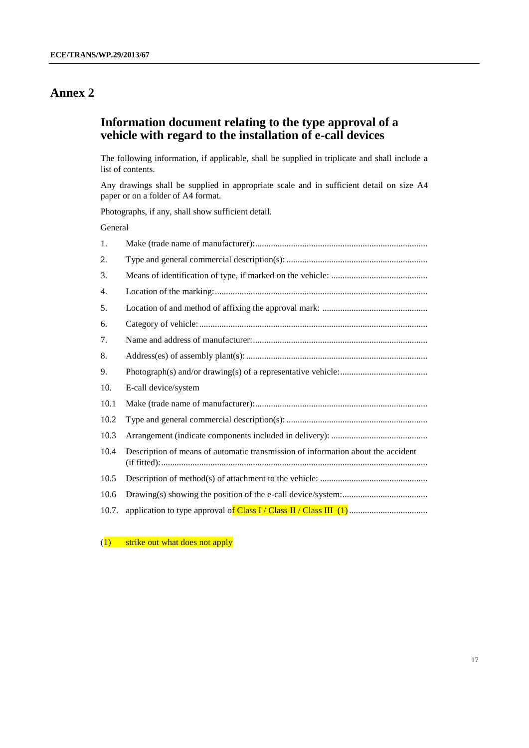# Annex 2

## Information document relating to the type approval of a vehicle with regard to the installation of e-call devices

The following information, if applicable, shall be supplied in triplicate and shall include a list of contents.

Any drawings shall be supplied in appropriate scale and in sufficient detail on size A4 paper or on a folder of A4 format.

Photographs, if any, shall show sufficient detail.

General

1. Make (trade name of manufacturer):............................................................................

2. Type and general commercial description(s): ..............................................................

3. Means of identification of type, if marked on the vehicle: ..........................................

4. Location of the marking:..............................................................................................

5. Location of and method of affixing the approval mark: ..............................................

6. Category of vehicle:.....................................................................................................

7. Name and address of manufacturer:.............................................................................

8. Address(es) of assembly plant(s):................................................................................

9. Photograph(s) and/or drawing(s) of a representative vehicle:.......................................

10. E-call device/system

10.1 Make (trade name of manufacturer):............................................................................

10.2 Type and general commercial description(s): ..............................................................

10.3 Arrangement (indicate components included in delivery): ..........................................

10.4 Description of means of automatic transmission of information about the accident (if fitted):......................................................................................................................

10.5 Description of method(s) of attachment to the vehicle: ...............................................

10.6 Drawing(s) showing the position of the e-call device/system:......................................

10.7. application to type approval of Class I / Class II / Class III (1) ..................................

(1) strike out what does not apply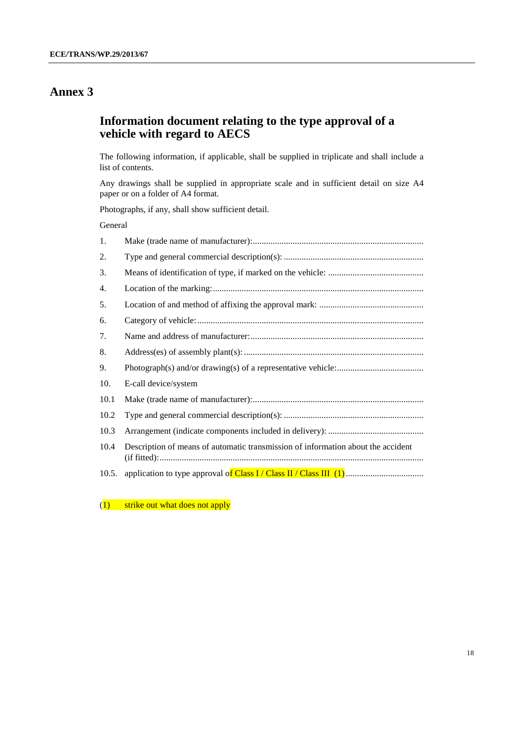# Annex 3

## Information document relating to the type approval of a vehicle with regard to AECS

The following information, if applicable, shall be supplied in triplicate and shall include a list of contents.

Any drawings shall be supplied in appropriate scale and in sufficient detail on size A4 paper or on a folder of A4 format.

Photographs, if any, shall show sufficient detail.

General

1. Make (trade name of manufacturer):...........................................................................

2. Type and general commercial description(s): .............................................................

3. Means of identification of type, if marked on the vehicle: ..........................................

4. Location of the marking:.............................................................................................

5. Location of and method of affixing the approval mark: ..............................................

6. Category of vehicle:....................................................................................................

7. Name and address of manufacturer:............................................................................

8. Address(es) of assembly plant(s):...............................................................................

9. Photograph(s) and/or drawing(s) of a representative vehicle:......................................

10. E-call device/system

10.1 Make (trade name of manufacturer):...........................................................................

10.2 Type and general commercial description(s): .............................................................

10.3 Arrangement (indicate components included in delivery): ..........................................

10.4 Description of means of automatic transmission of information about the accident (if fitted):.....................................................................................................................

10.5. application to type approval of Class I / Class II / Class III (1)..................................

(1) strike out what does not apply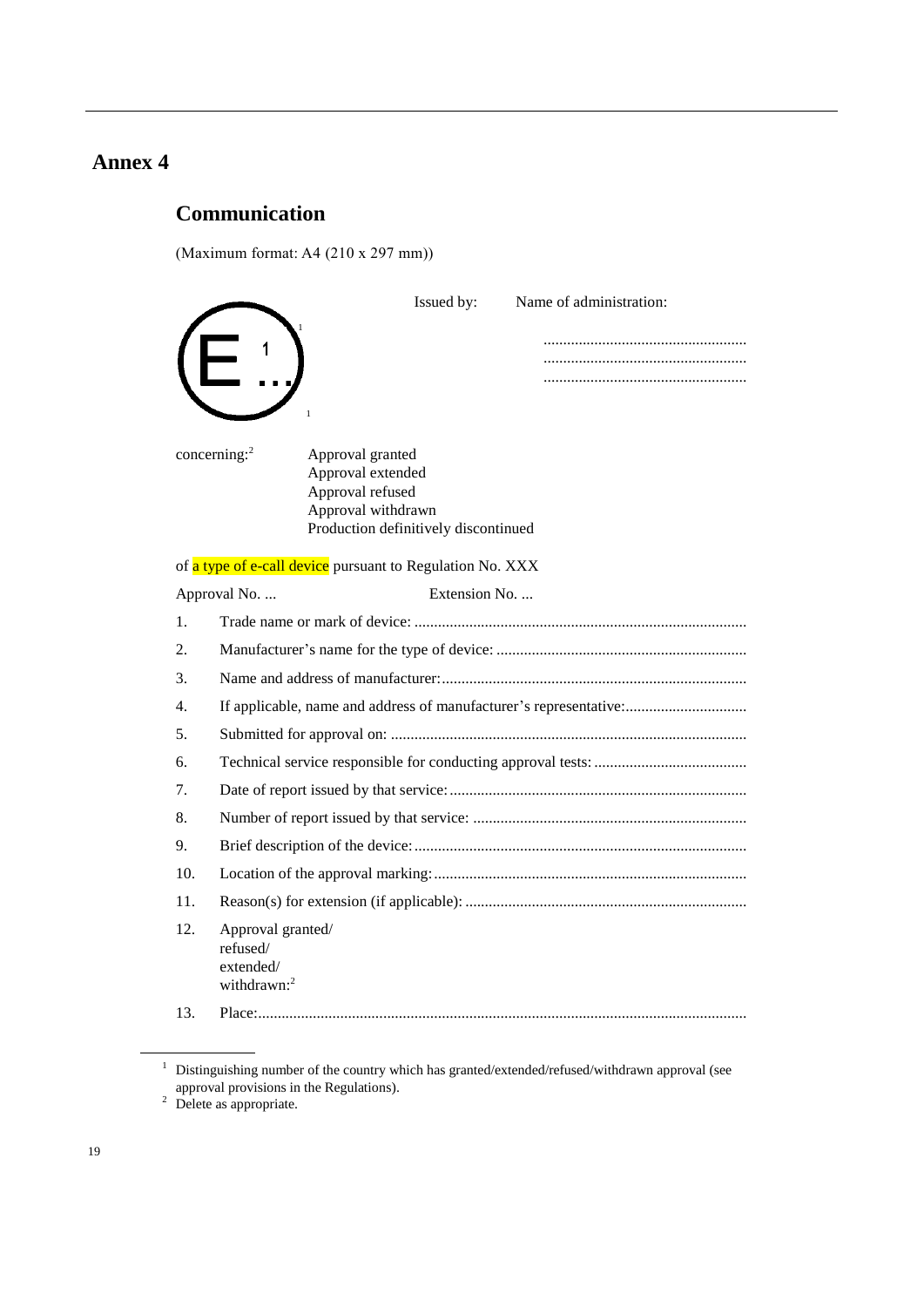# Annex 4

## Communication

(Maximum format: A4 (210 x 297 mm))

E 1 ...[1]

Issued by: Name of administration:

....................................................
....................................................
....................................................

concerning:[2]

Approval granted
Approval extended
Approval refused
Approval withdrawn
Production definitively discontinued

of a type of e-call device pursuant to Regulation No. XXX

Approval No. ... Extension No. ...

1. Trade name or mark of device: ....................................................................................
2. Manufacturer's name for the type of device: ................................................................
3. Name and address of manufacturer:..............................................................................
4. If applicable, name and address of manufacturer's representative:...............................
5. Submitted for approval on: ..........................................................................................
6. Technical service responsible for conducting approval tests: .......................................
7. Date of report issued by that service:............................................................................
8. Number of report issued by that service: .....................................................................
9. Brief description of the device:.....................................................................................
10. Location of the approval marking:................................................................................
11. Reason(s) for extension (if applicable): .......................................................................
12. Approval granted/ refused/ extended/ withdrawn:[2]
13. Place:............................................................................................................................

---

[1] Distinguishing number of the country which has granted/extended/refused/withdrawn approval (see approval provisions in the Regulations).

[2] Delete as appropriate.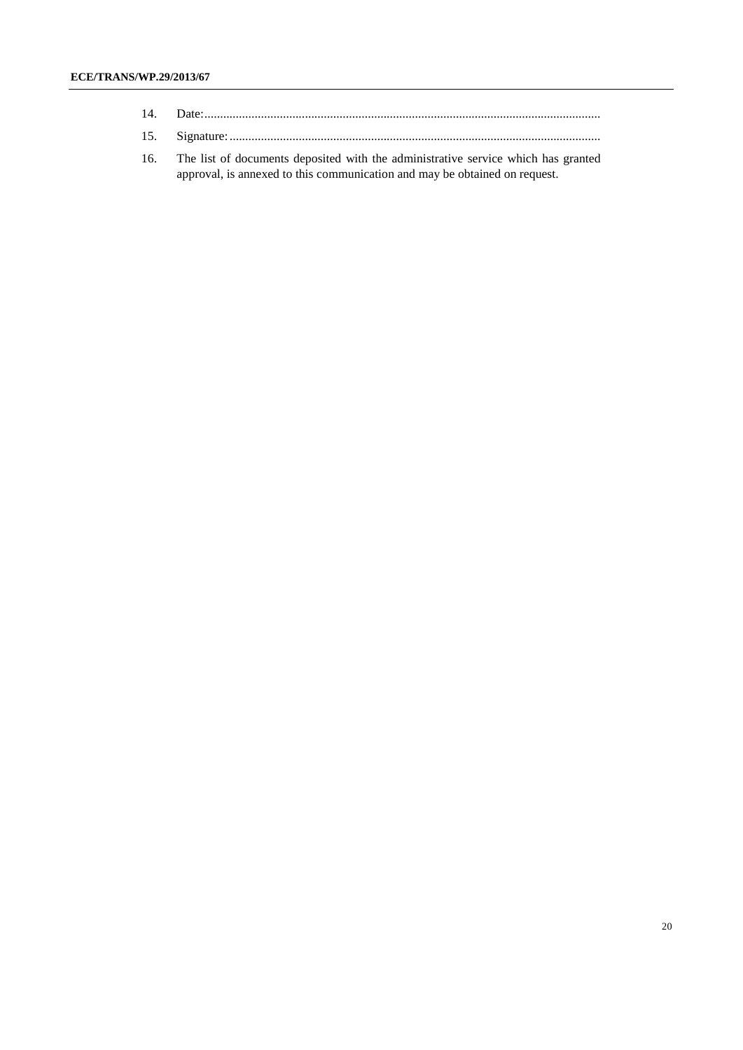14. Date:.............................................................................................................................

15. Signature:.....................................................................................................................

16. The list of documents deposited with the administrative service which has granted approval, is annexed to this communication and may be obtained on request.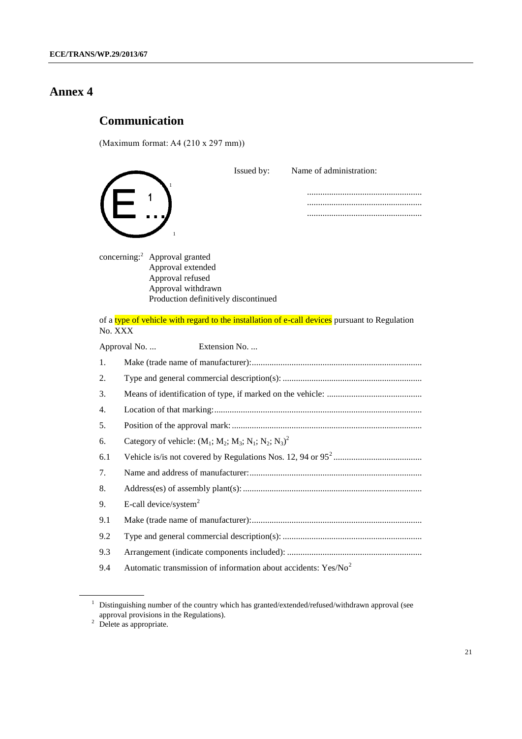# Annex 4

## Communication

(Maximum format: A4 (210 x 297 mm))

E 1 ...[1]

Issued by: Name of administration:

...................................................
...................................................
...................................................

concerning:[2] Approval granted
Approval extended
Approval refused
Approval withdrawn
Production definitively discontinued

of a type of vehicle with regard to the installation of e-call devices pursuant to Regulation No. XXX

Approval No. ... Extension No. ...

1. Make (trade name of manufacturer):............................................................................

2. Type and general commercial description(s): ..............................................................

3. Means of identification of type, if marked on the vehicle: ...........................................

4. Location of that marking:.............................................................................................

5. Position of the approval mark: .....................................................................................

6. Category of vehicle: ($M_1$; $M_2$; $M_3$; $N_1$; $N_2$; $N_3$)[2]

6.1 Vehicle is/is not covered by Regulations Nos. 12, 94 or 95[2] ........................................

7. Name and address of manufacturer:.............................................................................

8. Address(es) of assembly plant(s): ................................................................................

9. E-call device/system[2]

9.1 Make (trade name of manufacturer):............................................................................

9.2 Type and general commercial description(s): ..............................................................

9.3 Arrangement (indicate components included): ............................................................

9.4 Automatic transmission of information about accidents: Yes/No[2]

---

[1] Distinguishing number of the country which has granted/extended/refused/withdrawn approval (see approval provisions in the Regulations).

[2] Delete as appropriate.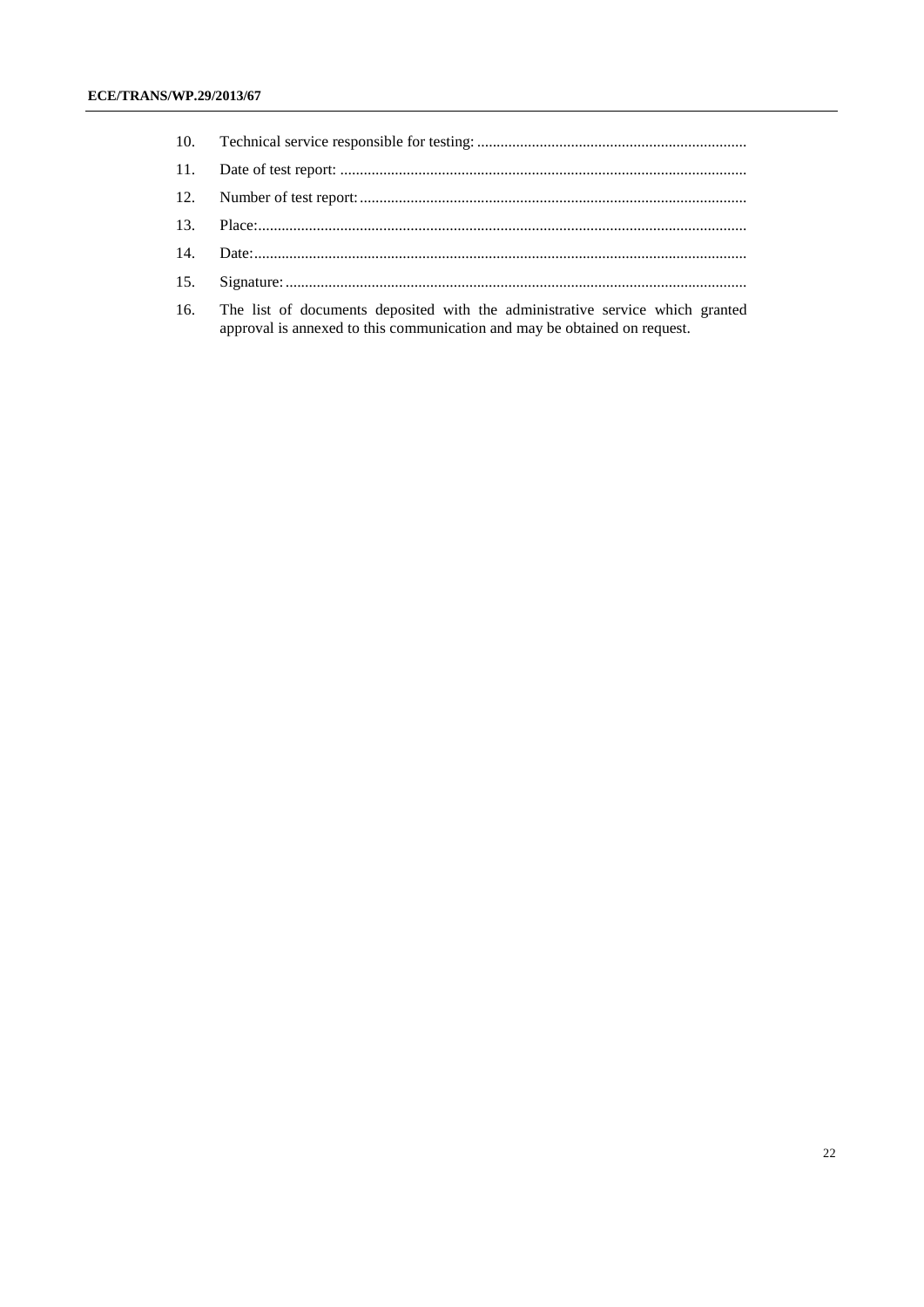10. Technical service responsible for testing: ....................................................................

11. Date of test report: .......................................................................................................

12. Number of test report: ..................................................................................................

13. Place: ............................................................................................................................

14. Date: .............................................................................................................................

15. Signature: .....................................................................................................................

16. The list of documents deposited with the administrative service which granted approval is annexed to this communication and may be obtained on request.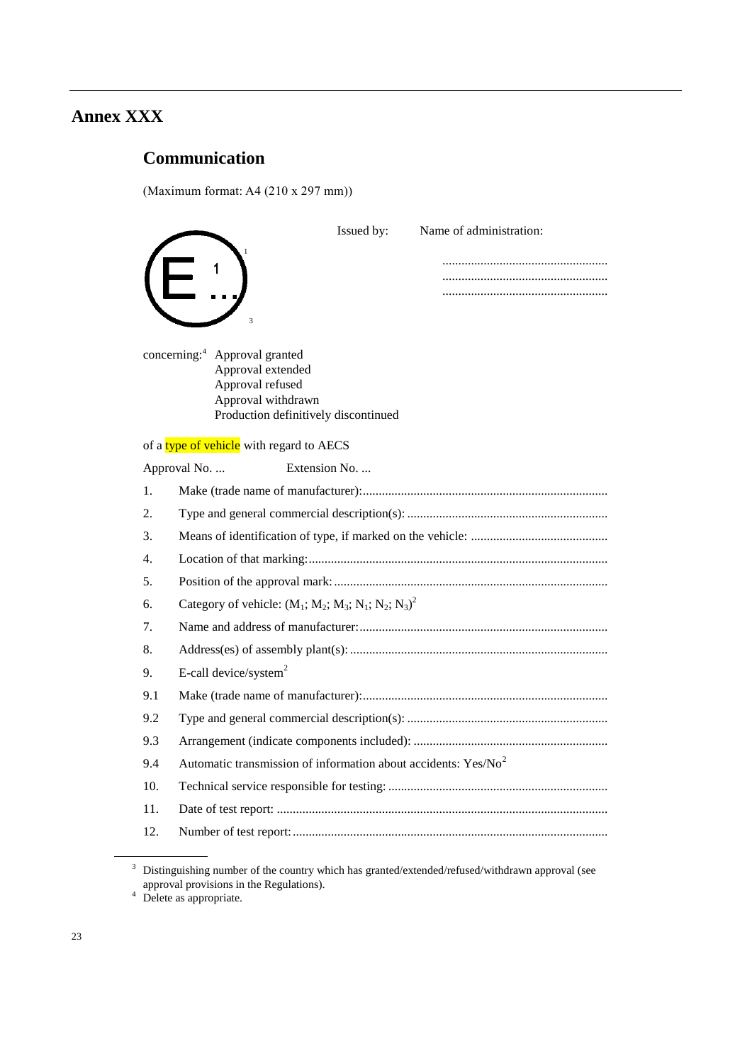# Annex XXX

## Communication

(Maximum format: A4 (210 x 297 mm))

E 1 ...[1] [3]

Issued by: Name of administration:

...................................................
...................................................
...................................................

concerning:[4] Approval granted
Approval extended
Approval refused
Approval withdrawn
Production definitively discontinued

of a type of vehicle with regard to AECS

Approval No. ... Extension No. ...

1. Make (trade name of manufacturer):............................................................................
2. Type and general commercial description(s): ..............................................................
3. Means of identification of type, if marked on the vehicle: ..........................................
4. Location of that marking:.............................................................................................
5. Position of the approval mark: .....................................................................................
6. Category of vehicle: ($M_1$; $M_2$; $M_3$; $N_1$; $N_2$; $N_3$)[2]
7. Name and address of manufacturer:.............................................................................
8. Address(es) of assembly plant(s): ................................................................................
9. E-call device/system[2]

9.1 Make (trade name of manufacturer):............................................................................

9.2 Type and general commercial description(s): ..............................................................

9.3 Arrangement (indicate components included): ............................................................

9.4 Automatic transmission of information about accidents: Yes/No[2]

10. Technical service responsible for testing: ....................................................................
11. Date of test report: .......................................................................................................
12. Number of test report: ..................................................................................................

---

[3] Distinguishing number of the country which has granted/extended/refused/withdrawn approval (see approval provisions in the Regulations).

[4] Delete as appropriate.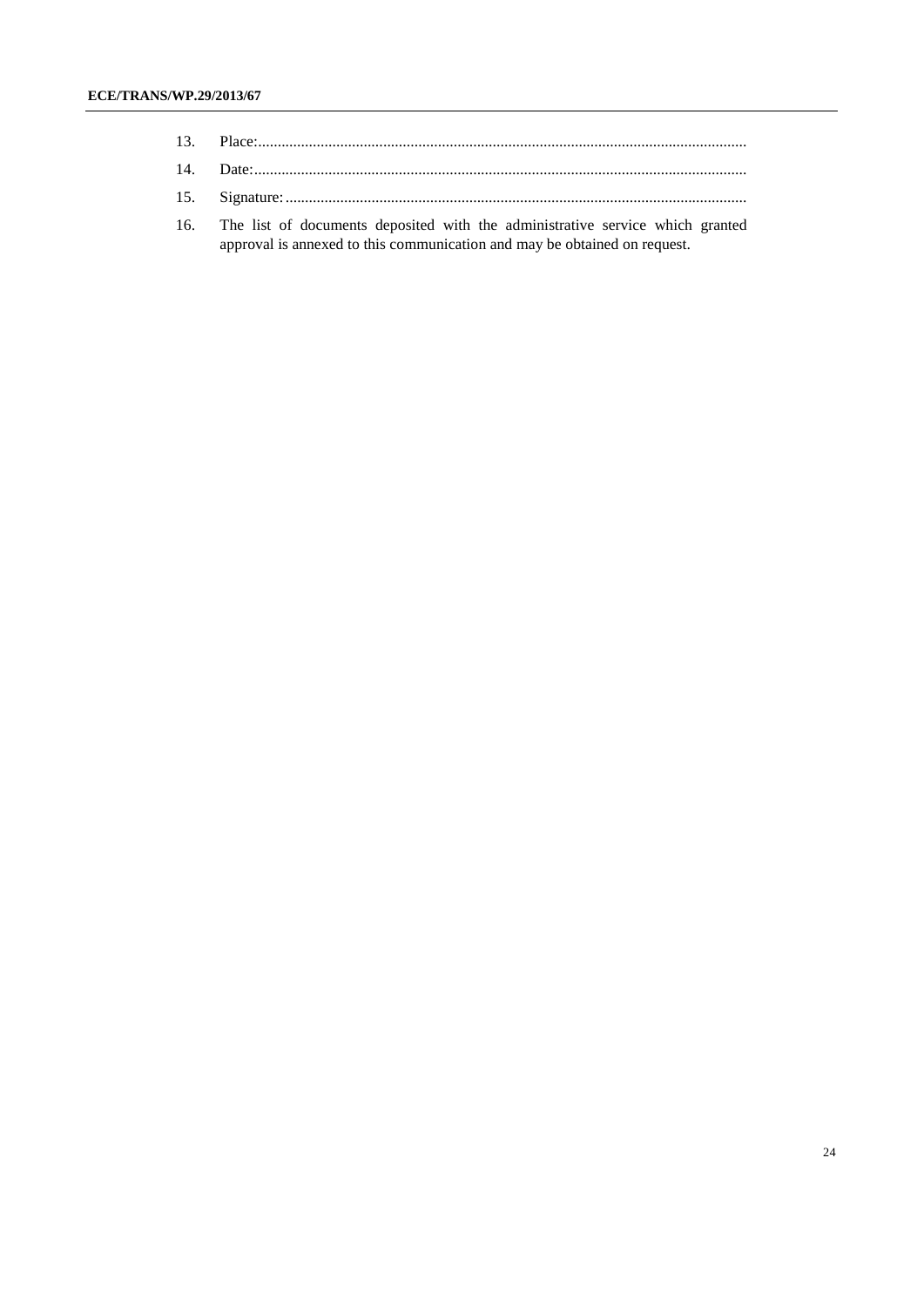13. Place:...........................................................................................................................

14. Date:.............................................................................................................................

15. Signature:.....................................................................................................................

16. The list of documents deposited with the administrative service which granted approval is annexed to this communication and may be obtained on request.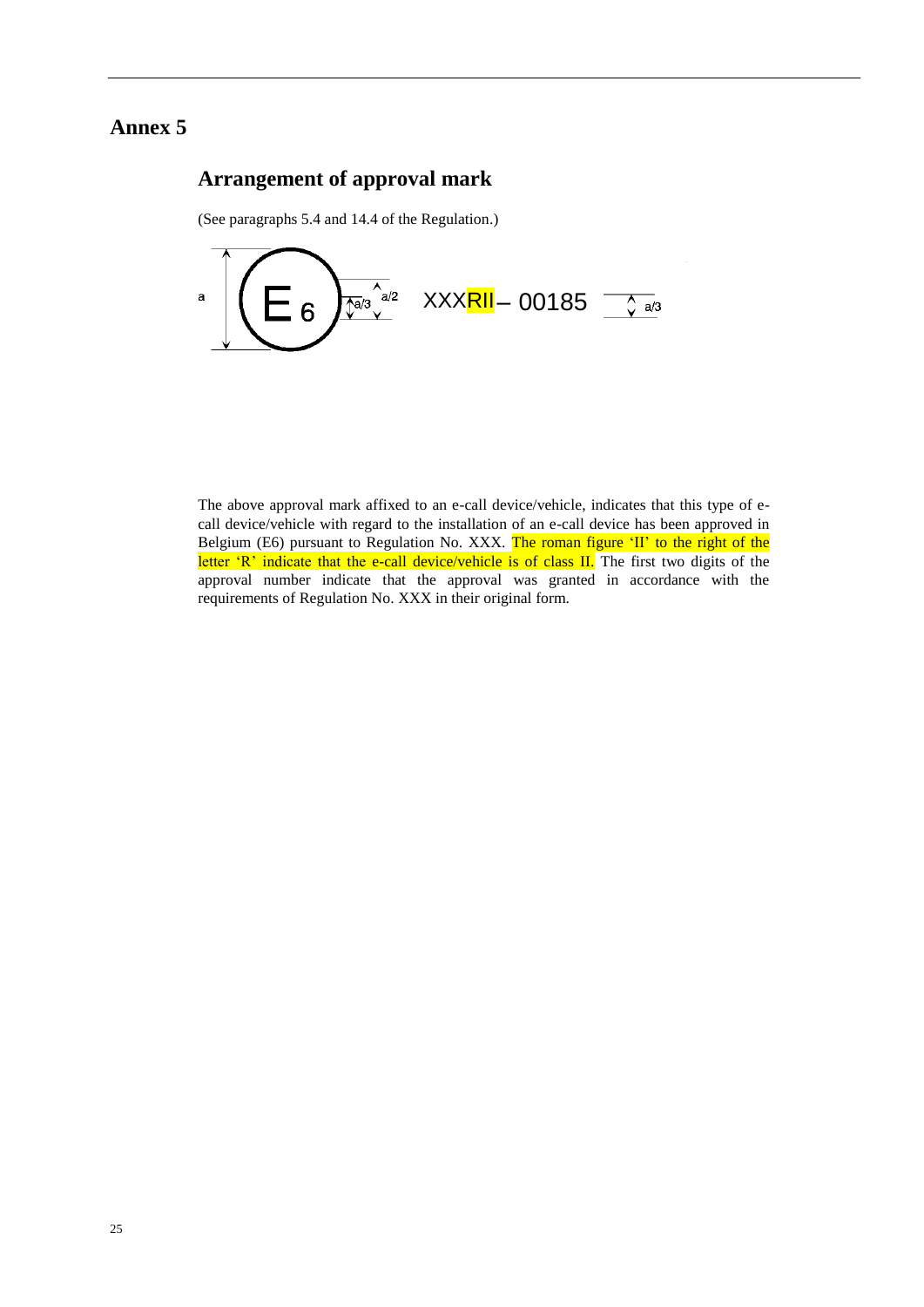# Annex 5

## Arrangement of approval mark

(See paragraphs 5.4 and 14.4 of the Regulation.)

a

E 6

a/3 a/2

XXXRII – 00185

a/3

The above approval mark affixed to an e-call device/vehicle, indicates that this type of e-call device/vehicle with regard to the installation of an e-call device has been approved in Belgium (E6) pursuant to Regulation No. XXX. The roman figure 'II' to the right of the letter 'R' indicate that the e-call device/vehicle is of class II. The first two digits of the approval number indicate that the approval was granted in accordance with the requirements of Regulation No. XXX in their original form.